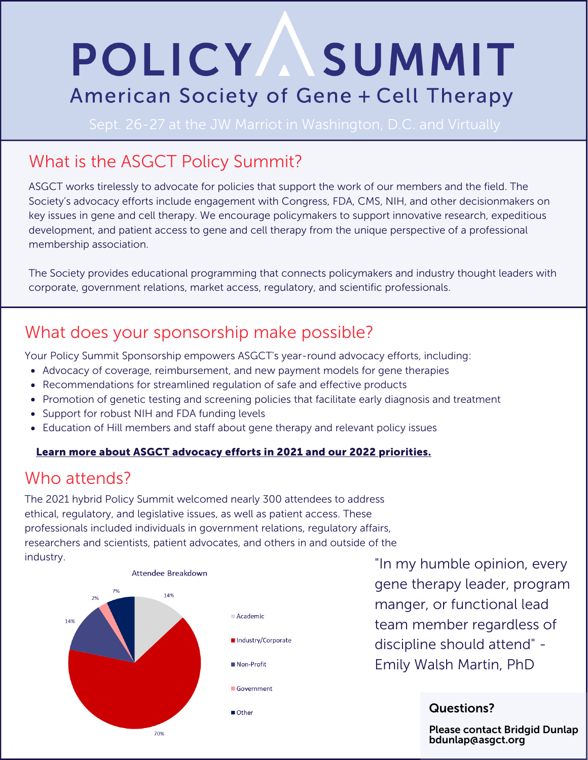# POLICY SUMMIT

## American Society of Gene + Cell Therapy

Sept. 26-27 at the JW Marriot in Washington, D.C. and Virtually

## What is the ASGCT Policy Summit?

ASGCT works tirelessly to advocate for policies that support the work of our members and the field. The Society's advocacy efforts include engagement with Congress, FDA, CMS, NIH, and other decisionmakers on key issues in gene and cell therapy. We encourage policymakers to support innovative research, expeditious development, and patient access to gene and cell therapy from the unique perspective of a professional membership association.

The Society provides educational programming that connects policymakers and industry thought leaders with corporate, government relations, market access, regulatory, and scientific professionals.

## What does your sponsorship make possible?

Your Policy Summit Sponsorship empowers ASGCT's year-round advocacy efforts, including:

- Advocacy of coverage, reimbursement, and new payment models for gene therapies
- Recommendations for streamlined regulation of safe and effective products
- Promotion of genetic testing and screening policies that facilitate early diagnosis and treatment
- Support for robust NIH and FDA funding levels
- Education of Hill members and staff about gene therapy and relevant policy issues

**Learn more about ASGCT advocacy efforts in 2021 and our 2022 priorities.**

## Who attends?

The 2021 hybrid Policy Summit welcomed nearly 300 attendees to address ethical, regulatory, and legislative issues, as well as patient access. These professionals included individuals in government relations, regulatory affairs, researchers and scientists, patient advocates, and others in and outside of the industry.

Attendee Breakdown

| Category | Percentage |
| --- | --- |
| Academic | 14% |
| Industry/Corporate | 70% |
| Non-Profit | 14% |
| Government | 2% |
| Other | 7% |

"In my humble opinion, every gene therapy leader, program manger, or functional lead team member regardless of discipline should attend" - Emily Walsh Martin, PhD

**Questions?**

**Please contact Bridgid Dunlap bdunlap@asgct.org**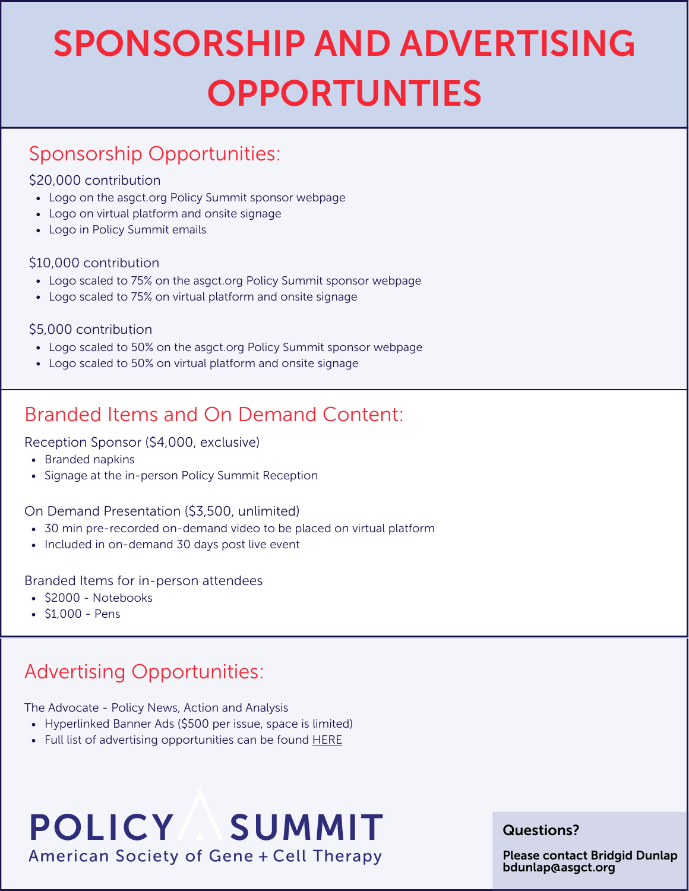# SPONSORSHIP AND ADVERTISING OPPORTUNTIES

## Sponsorship Opportunities:

$20,000 contribution

- Logo on the asgct.org Policy Summit sponsor webpage
- Logo on virtual platform and onsite signage
- Logo in Policy Summit emails

$10,000 contribution

- Logo scaled to 75% on the asgct.org Policy Summit sponsor webpage
- Logo scaled to 75% on virtual platform and onsite signage

$5,000 contribution

- Logo scaled to 50% on the asgct.org Policy Summit sponsor webpage
- Logo scaled to 50% on virtual platform and onsite signage

## Branded Items and On Demand Content:

Reception Sponsor ($4,000, exclusive)

- Branded napkins
- Signage at the in-person Policy Summit Reception

On Demand Presentation ($3,500, unlimited)

- 30 min pre-recorded on-demand video to be placed on virtual platform
- Included in on-demand 30 days post live event

Branded Items for in-person attendees

- $2000 - Notebooks
- $1,000 - Pens

## Advertising Opportunities:

The Advocate - Policy News, Action and Analysis

- Hyperlinked Banner Ads ($500 per issue, space is limited)
- Full list of advertising opportunities can be found HERE

POLICY SUMMIT
American Society of Gene + Cell Therapy

**Questions?**

**Please contact Bridgid Dunlap bdunlap@asgct.org**